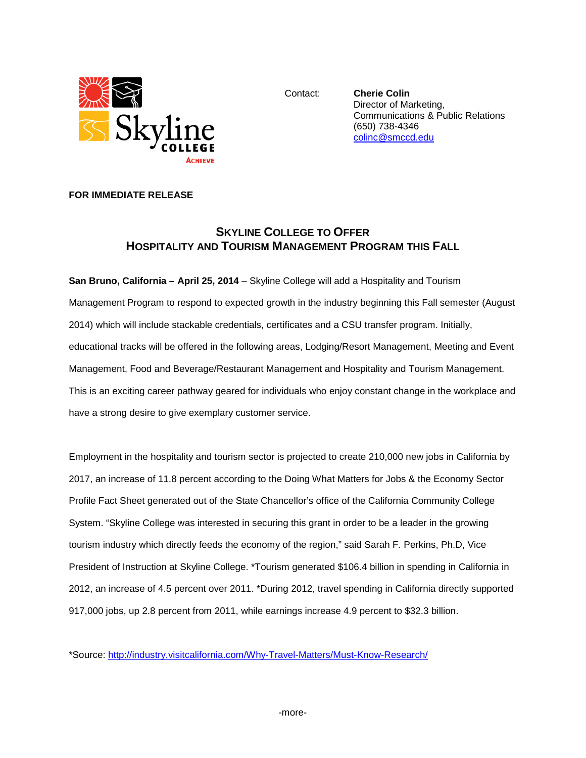Skyline COLLEGE ACHIEVE

Contact: **Cherie Colin**
Director of Marketing,
Communications & Public Relations
(650) 738-4346
colinc@smccd.edu

**FOR IMMEDIATE RELEASE**

## SKYLINE COLLEGE TO OFFER HOSPITALITY AND TOURISM MANAGEMENT PROGRAM THIS FALL

**San Bruno, California – April 25, 2014** – Skyline College will add a Hospitality and Tourism Management Program to respond to expected growth in the industry beginning this Fall semester (August 2014) which will include stackable credentials, certificates and a CSU transfer program. Initially, educational tracks will be offered in the following areas, Lodging/Resort Management, Meeting and Event Management, Food and Beverage/Restaurant Management and Hospitality and Tourism Management. This is an exciting career pathway geared for individuals who enjoy constant change in the workplace and have a strong desire to give exemplary customer service.

Employment in the hospitality and tourism sector is projected to create 210,000 new jobs in California by 2017, an increase of 11.8 percent according to the Doing What Matters for Jobs & the Economy Sector Profile Fact Sheet generated out of the State Chancellor's office of the California Community College System. "Skyline College was interested in securing this grant in order to be a leader in the growing tourism industry which directly feeds the economy of the region," said Sarah F. Perkins, Ph.D, Vice President of Instruction at Skyline College. *Tourism generated $106.4 billion in spending in California in 2012, an increase of 4.5 percent over 2011. *During 2012, travel spending in California directly supported 917,000 jobs, up 2.8 percent from 2011, while earnings increase 4.9 percent to $32.3 billion.

*Source: http://industry.visitcalifornia.com/Why-Travel-Matters/Must-Know-Research/

-more-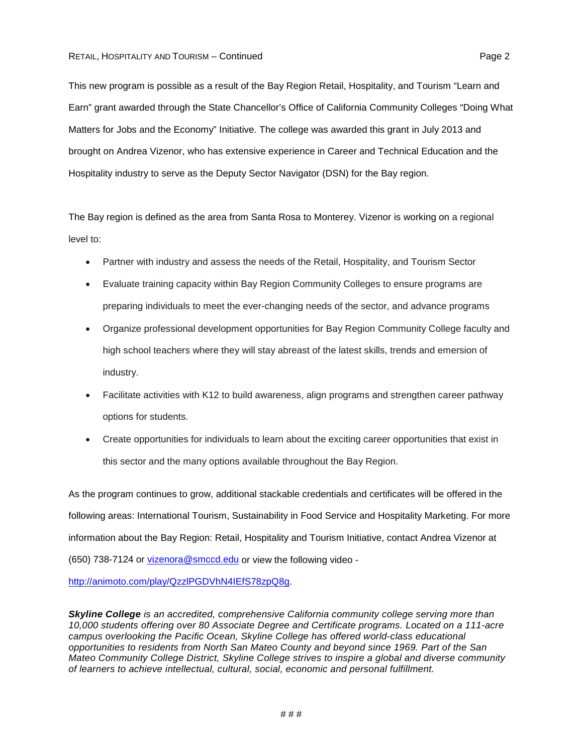This new program is possible as a result of the Bay Region Retail, Hospitality, and Tourism "Learn and Earn" grant awarded through the State Chancellor's Office of California Community Colleges "Doing What Matters for Jobs and the Economy" Initiative. The college was awarded this grant in July 2013 and brought on Andrea Vizenor, who has extensive experience in Career and Technical Education and the Hospitality industry to serve as the Deputy Sector Navigator (DSN) for the Bay region.

The Bay region is defined as the area from Santa Rosa to Monterey. Vizenor is working on a regional level to:

- Partner with industry and assess the needs of the Retail, Hospitality, and Tourism Sector
- Evaluate training capacity within Bay Region Community Colleges to ensure programs are preparing individuals to meet the ever-changing needs of the sector, and advance programs
- Organize professional development opportunities for Bay Region Community College faculty and high school teachers where they will stay abreast of the latest skills, trends and emersion of industry.
- Facilitate activities with K12 to build awareness, align programs and strengthen career pathway options for students.
- Create opportunities for individuals to learn about the exciting career opportunities that exist in this sector and the many options available throughout the Bay Region.

As the program continues to grow, additional stackable credentials and certificates will be offered in the following areas: International Tourism, Sustainability in Food Service and Hospitality Marketing. For more information about the Bay Region: Retail, Hospitality and Tourism Initiative, contact Andrea Vizenor at (650) 738-7124 or vizenora@smccd.edu or view the following video - http://animoto.com/play/QzzlPGDVhN4IEfS78zpQ8g.

***Skyline College** is an accredited, comprehensive California community college serving more than 10,000 students offering over 80 Associate Degree and Certificate programs. Located on a 111-acre campus overlooking the Pacific Ocean, Skyline College has offered world-class educational opportunities to residents from North San Mateo County and beyond since 1969. Part of the San Mateo Community College District, Skyline College strives to inspire a global and diverse community of learners to achieve intellectual, cultural, social, economic and personal fulfillment.*

# # #